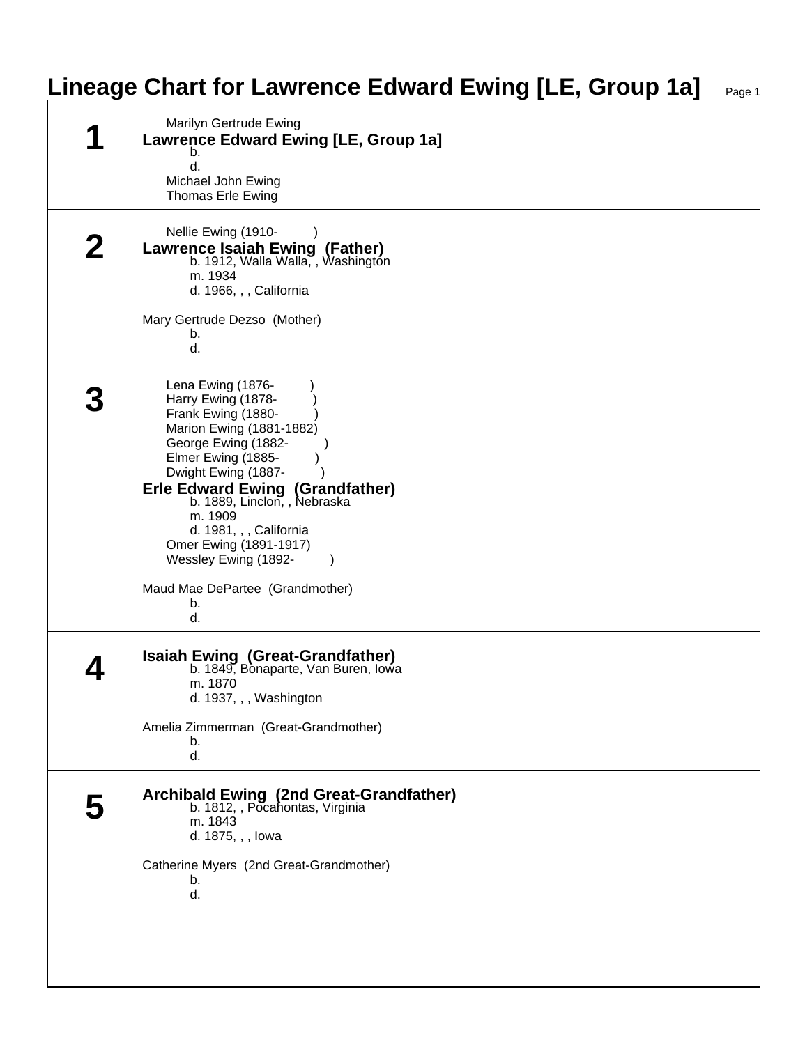# Lineage Chart for Lawrence Edward Ewing [LE, Group 1a]

## 1

Marilyn Gertrude Ewing

**Lawrence Edward Ewing [LE, Group 1a]**

b.

d.

Michael John Ewing

Thomas Erle Ewing

## 2

Nellie Ewing (1910- )

**Lawrence Isaiah Ewing (Father)**

b. 1912, Walla Walla, , Washington

m. 1934

d. 1966, , , California

Mary Gertrude Dezso (Mother)

b.

d.

## 3

Lena Ewing (1876- )

Harry Ewing (1878- )

Frank Ewing (1880- )

Marion Ewing (1881-1882)

George Ewing (1882- )

Elmer Ewing (1885- )

Dwight Ewing (1887- )

**Erle Edward Ewing (Grandfather)**

b. 1889, Linclon, , Nebraska

m. 1909

d. 1981, , , California

Omer Ewing (1891-1917)

Wessley Ewing (1892- )

Maud Mae DePartee (Grandmother)

b.

d.

## 4

**Isaiah Ewing (Great-Grandfather)**

b. 1849, Bonaparte, Van Buren, Iowa

m. 1870

d. 1937, , , Washington

Amelia Zimmerman (Great-Grandmother)

b.

d.

## 5

**Archibald Ewing (2nd Great-Grandfather)**

b. 1812, , Pocahontas, Virginia

m. 1843

d. 1875, , , Iowa

Catherine Myers (2nd Great-Grandmother)

b.

d.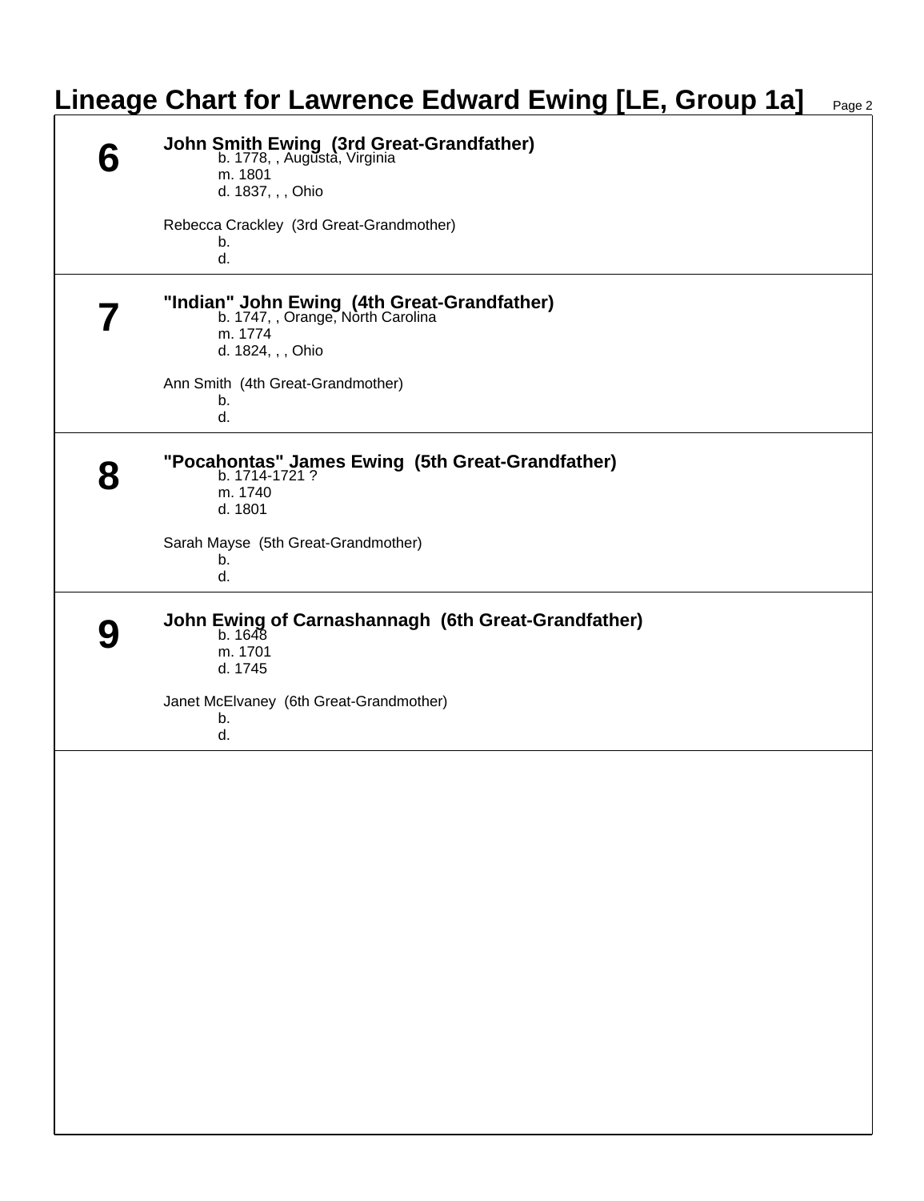# Lineage Chart for Lawrence Edward Ewing [LE, Group 1a]

## 6

**John Smith Ewing (3rd Great-Grandfather)**

b. 1778, , Augusta, Virginia
m. 1801
d. 1837, , , Ohio

Rebecca Crackley (3rd Great-Grandmother)

b.
d.

## 7

**"Indian" John Ewing (4th Great-Grandfather)**

b. 1747, , Orange, North Carolina
m. 1774
d. 1824, , , Ohio

Ann Smith (4th Great-Grandmother)

b.
d.

## 8

**"Pocahontas" James Ewing (5th Great-Grandfather)**

b. 1714-1721 ?
m. 1740
d. 1801

Sarah Mayse (5th Great-Grandmother)

b.
d.

## 9

**John Ewing of Carnashannagh (6th Great-Grandfather)**

b. 1648
m. 1701
d. 1745

Janet McElvaney (6th Great-Grandmother)

b.
d.